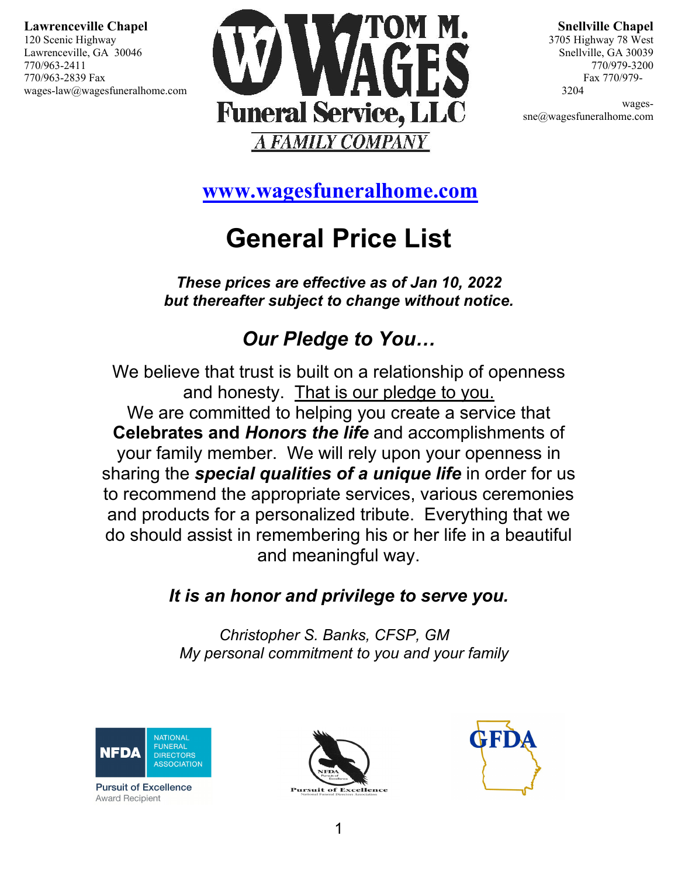**Lawrenceville Chapel**
120 Scenic Highway
Lawrenceville, GA 30046
770/963-2411
770/963-2839 Fax
wages-law@wagesfuneralhome.com

**TOM M. WAGES**
**Funeral Service, LLC**
*A FAMILY COMPANY*

**Snellville Chapel**
3705 Highway 78 West
Snellville, GA 30039
770/979-3200
Fax 770/979-3204
wages-sne@wagesfuneralhome.com

[www.wagesfuneralhome.com](http://www.wagesfuneralhome.com)

# General Price List

***These prices are effective as of Jan 10, 2022 but thereafter subject to change without notice.***

## *Our Pledge to You…*

We believe that trust is built on a relationship of openness and honesty. That is our pledge to you.
We are committed to helping you create a service that **Celebrates and *Honors the life*** and accomplishments of your family member. We will rely upon your openness in sharing the ***special qualities of a unique life*** in order for us to recommend the appropriate services, various ceremonies and products for a personalized tribute. Everything that we do should assist in remembering his or her life in a beautiful and meaningful way.

***It is an honor and privilege to serve you.***

*Christopher S. Banks, CFSP, GM*
*My personal commitment to you and your family*

NFDA National Funeral Directors Association — Pursuit of Excellence Award Recipient

Pursuit of Excellence — National Funeral Directors Association

GFDA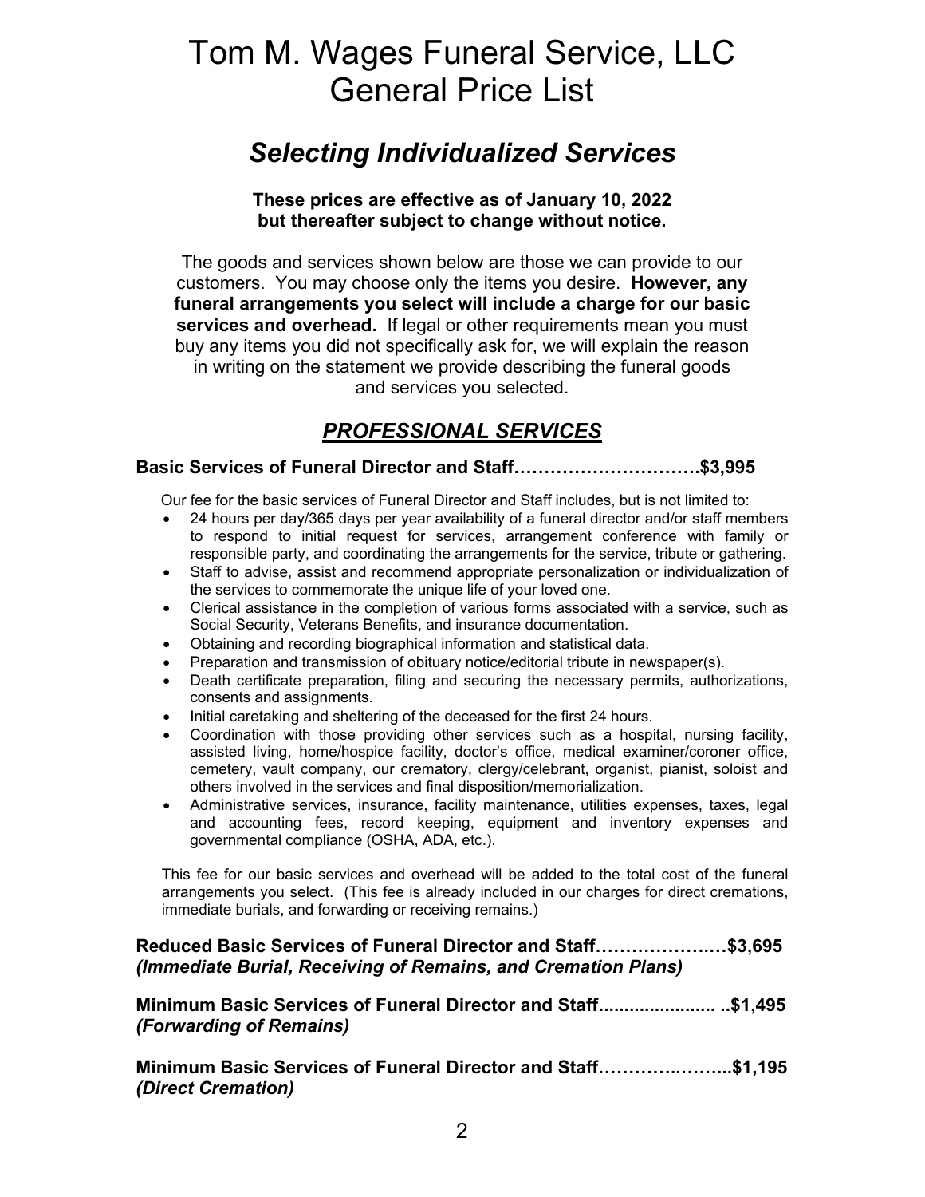# Tom M. Wages Funeral Service, LLC
# General Price List

## *Selecting Individualized Services*

**These prices are effective as of January 10, 2022 but thereafter subject to change without notice.**

The goods and services shown below are those we can provide to our customers. You may choose only the items you desire. **However, any funeral arrangements you select will include a charge for our basic services and overhead.** If legal or other requirements mean you must buy any items you did not specifically ask for, we will explain the reason in writing on the statement we provide describing the funeral goods and services you selected.

## ***PROFESSIONAL SERVICES***

**Basic Services of Funeral Director and Staff………………………….$3,995**

Our fee for the basic services of Funeral Director and Staff includes, but is not limited to:

- 24 hours per day/365 days per year availability of a funeral director and/or staff members to respond to initial request for services, arrangement conference with family or responsible party, and coordinating the arrangements for the service, tribute or gathering.
- Staff to advise, assist and recommend appropriate personalization or individualization of the services to commemorate the unique life of your loved one.
- Clerical assistance in the completion of various forms associated with a service, such as Social Security, Veterans Benefits, and insurance documentation.
- Obtaining and recording biographical information and statistical data.
- Preparation and transmission of obituary notice/editorial tribute in newspaper(s).
- Death certificate preparation, filing and securing the necessary permits, authorizations, consents and assignments.
- Initial caretaking and sheltering of the deceased for the first 24 hours.
- Coordination with those providing other services such as a hospital, nursing facility, assisted living, home/hospice facility, doctor's office, medical examiner/coroner office, cemetery, vault company, our crematory, clergy/celebrant, organist, pianist, soloist and others involved in the services and final disposition/memorialization.
- Administrative services, insurance, facility maintenance, utilities expenses, taxes, legal and accounting fees, record keeping, equipment and inventory expenses and governmental compliance (OSHA, ADA, etc.).

This fee for our basic services and overhead will be added to the total cost of the funeral arrangements you select. (This fee is already included in our charges for direct cremations, immediate burials, and forwarding or receiving remains.)

**Reduced Basic Services of Funeral Director and Staff…………………$3,695**
***(Immediate Burial, Receiving of Remains, and Cremation Plans)***

**Minimum Basic Services of Funeral Director and Staff...................... ..$1,495**
***(Forwarding of Remains)***

**Minimum Basic Services of Funeral Director and Staff…………..……..$1,195**
***(Direct Cremation)***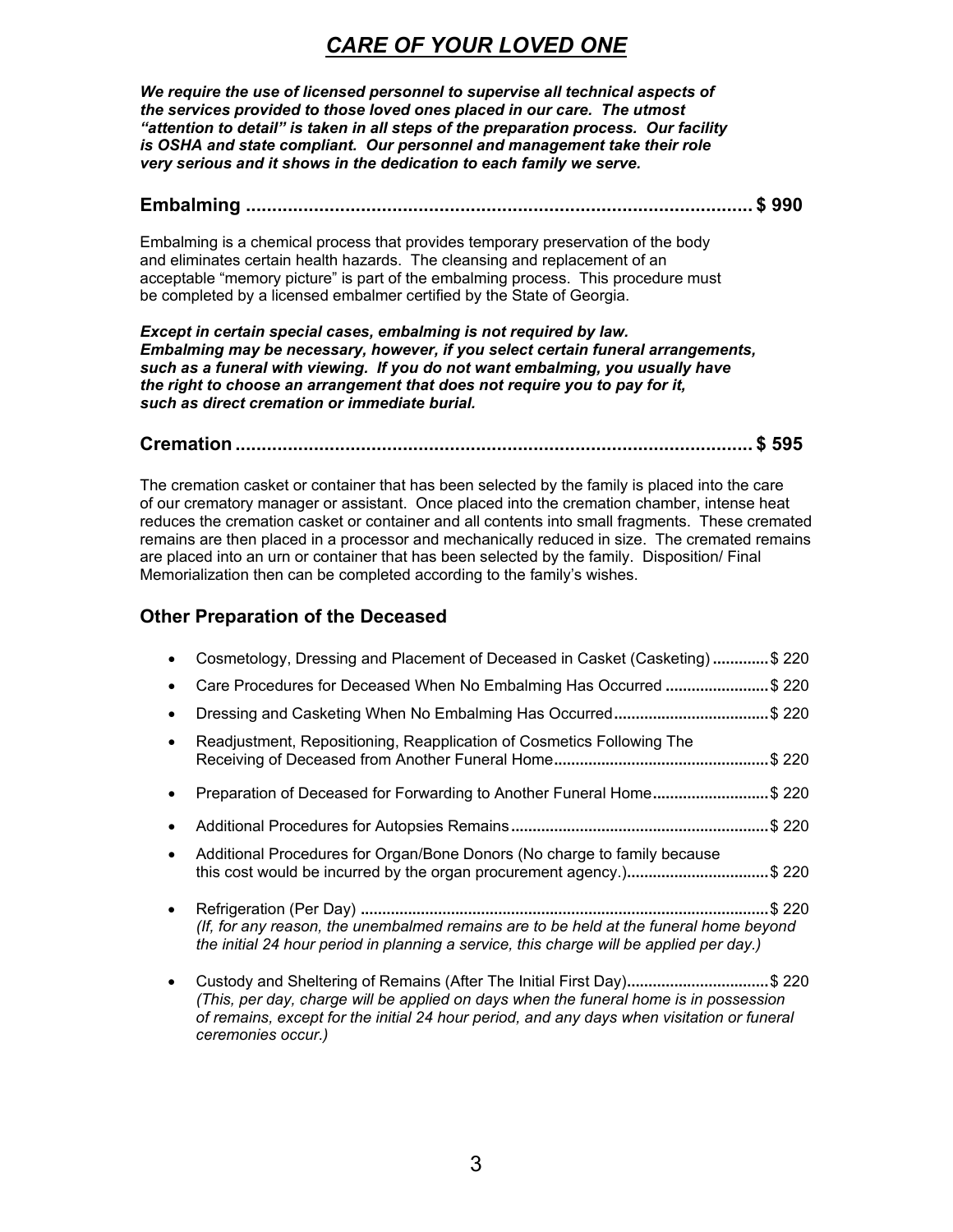# *CARE OF YOUR LOVED ONE*

***We require the use of licensed personnel to supervise all technical aspects of the services provided to those loved ones placed in our care. The utmost "attention to detail" is taken in all steps of the preparation process. Our facility is OSHA and state compliant. Our personnel and management take their role very serious and it shows in the dedication to each family we serve.***

## Embalming ........................................................................................ $ 990

Embalming is a chemical process that provides temporary preservation of the body and eliminates certain health hazards. The cleansing and replacement of an acceptable "memory picture" is part of the embalming process. This procedure must be completed by a licensed embalmer certified by the State of Georgia.

***Except in certain special cases, embalming is not required by law. Embalming may be necessary, however, if you select certain funeral arrangements, such as a funeral with viewing. If you do not want embalming, you usually have the right to choose an arrangement that does not require you to pay for it, such as direct cremation or immediate burial.***

## Cremation ........................................................................................ $ 595

The cremation casket or container that has been selected by the family is placed into the care of our crematory manager or assistant. Once placed into the cremation chamber, intense heat reduces the cremation casket or container and all contents into small fragments. These cremated remains are then placed in a processor and mechanically reduced in size. The cremated remains are placed into an urn or container that has been selected by the family. Disposition/ Final Memorialization then can be completed according to the family's wishes.

### Other Preparation of the Deceased

- Cosmetology, Dressing and Placement of Deceased in Casket (Casketing) ............. $ 220
- Care Procedures for Deceased When No Embalming Has Occurred ........................ $ 220
- Dressing and Casketing When No Embalming Has Occurred.................................... $ 220
- Readjustment, Repositioning, Reapplication of Cosmetics Following The Receiving of Deceased from Another Funeral Home................................................. $ 220
- Preparation of Deceased for Forwarding to Another Funeral Home........................... $ 220
- Additional Procedures for Autopsies Remains........................................................... $ 220
- Additional Procedures for Organ/Bone Donors (No charge to family because this cost would be incurred by the organ procurement agency.)................................ $ 220
- Refrigeration (Per Day) ............................................................................................. $ 220
  *(If, for any reason, the unembalmed remains are to be held at the funeral home beyond the initial 24 hour period in planning a service, this charge will be applied per day.)*
- Custody and Sheltering of Remains (After The Initial First Day)................................ $ 220
  *(This, per day, charge will be applied on days when the funeral home is in possession of remains, except for the initial 24 hour period, and any days when visitation or funeral ceremonies occur.)*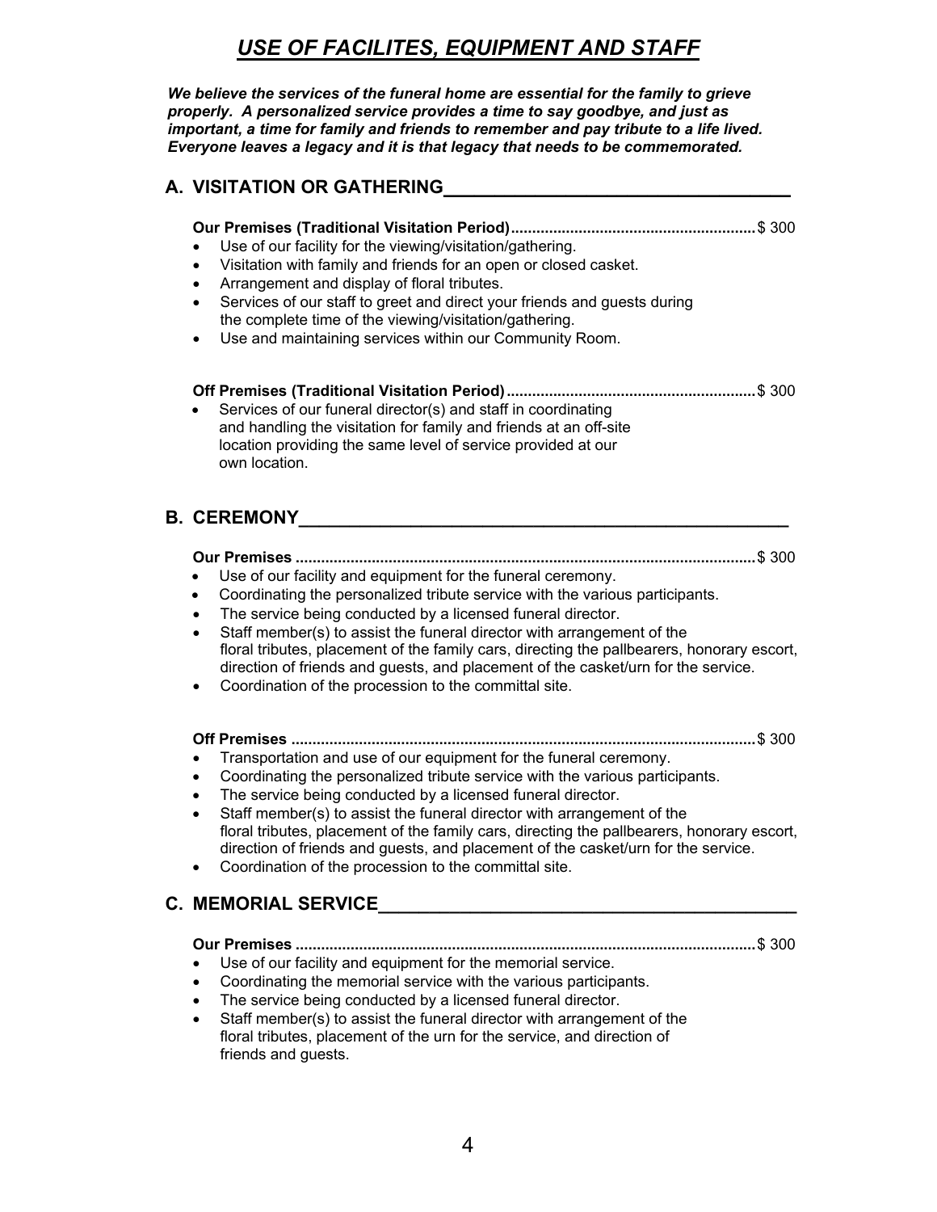# *USE OF FACILITES, EQUIPMENT AND STAFF*

***We believe the services of the funeral home are essential for the family to grieve properly. A personalized service provides a time to say goodbye, and just as important, a time for family and friends to remember and pay tribute to a life lived. Everyone leaves a legacy and it is that legacy that needs to be commemorated.***

## A. VISITATION OR GATHERING

**Our Premises (Traditional Visitation Period)**........................................................ $ 300

- Use of our facility for the viewing/visitation/gathering.
- Visitation with family and friends for an open or closed casket.
- Arrangement and display of floral tributes.
- Services of our staff to greet and direct your friends and guests during the complete time of the viewing/visitation/gathering.
- Use and maintaining services within our Community Room.

**Off Premises (Traditional Visitation Period)**........................................................ $ 300

- Services of our funeral director(s) and staff in coordinating and handling the visitation for family and friends at an off-site location providing the same level of service provided at our own location.

## B. CEREMONY

**Our Premises** ........................................................................................................ $ 300

- Use of our facility and equipment for the funeral ceremony.
- Coordinating the personalized tribute service with the various participants.
- The service being conducted by a licensed funeral director.
- Staff member(s) to assist the funeral director with arrangement of the floral tributes, placement of the family cars, directing the pallbearers, honorary escort, direction of friends and guests, and placement of the casket/urn for the service.
- Coordination of the procession to the committal site.

**Off Premises** ........................................................................................................ $ 300

- Transportation and use of our equipment for the funeral ceremony.
- Coordinating the personalized tribute service with the various participants.
- The service being conducted by a licensed funeral director.
- Staff member(s) to assist the funeral director with arrangement of the floral tributes, placement of the family cars, directing the pallbearers, honorary escort, direction of friends and guests, and placement of the casket/urn for the service.
- Coordination of the procession to the committal site.

## C. MEMORIAL SERVICE

**Our Premises** ........................................................................................................ $ 300

- Use of our facility and equipment for the memorial service.
- Coordinating the memorial service with the various participants.
- The service being conducted by a licensed funeral director.
- Staff member(s) to assist the funeral director with arrangement of the floral tributes, placement of the urn for the service, and direction of friends and guests.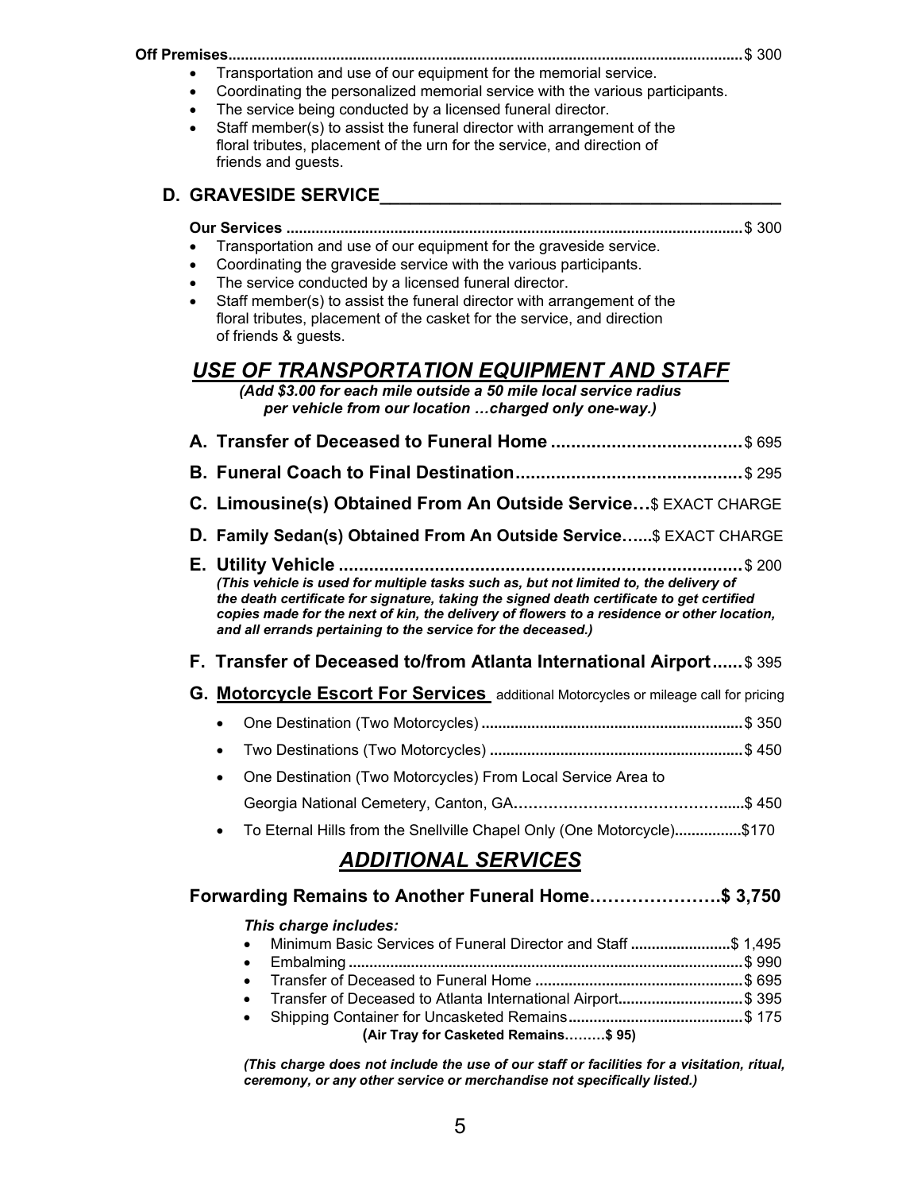**Off Premises**.......................................................................................................................$ 300

- Transportation and use of our equipment for the memorial service.
- Coordinating the personalized memorial service with the various participants.
- The service being conducted by a licensed funeral director.
- Staff member(s) to assist the funeral director with arrangement of the floral tributes, placement of the urn for the service, and direction of friends and guests.

### D. GRAVESIDE SERVICE

**Our Services** .........................................................................................................$ 300

- Transportation and use of our equipment for the graveside service.
- Coordinating the graveside service with the various participants.
- The service conducted by a licensed funeral director.
- Staff member(s) to assist the funeral director with arrangement of the floral tributes, placement of the casket for the service, and direction of friends & guests.

## USE OF TRANSPORTATION EQUIPMENT AND STAFF

***(Add $3.00 for each mile outside a 50 mile local service radius per vehicle from our location …charged only one-way.)***

**A. Transfer of Deceased to Funeral Home** ......................................$ 695

**B. Funeral Coach to Final Destination**.............................................$ 295

**C. Limousine(s) Obtained From An Outside Service…**$ EXACT CHARGE

**D. Family Sedan(s) Obtained From An Outside Service…...**$ EXACT CHARGE

**E. Utility Vehicle** .................................................................................$ 200
***(This vehicle is used for multiple tasks such as, but not limited to, the delivery of the death certificate for signature, taking the signed death certificate to get certified copies made for the next of kin, the delivery of flowers to a residence or other location, and all errands pertaining to the service for the deceased.)***

**F. Transfer of Deceased to/from Atlanta International Airport......**$ 395

**G. Motorcycle Escort For Services** additional Motorcycles or mileage call for pricing

- One Destination (Two Motorcycles) ..............................................................$ 350
- Two Destinations (Two Motorcycles) .............................................................$ 450
- One Destination (Two Motorcycles) From Local Service Area to Georgia National Cemetery, Canton, GA……………………………………....$ 450
- To Eternal Hills from the Snellville Chapel Only (One Motorcycle)................$170

## ADDITIONAL SERVICES

**Forwarding Remains to Another Funeral Home………………….$ 3,750**

***This charge includes:***

- Minimum Basic Services of Funeral Director and Staff ........................$ 1,495
- Embalming ...............................................................................................$ 990
- Transfer of Deceased to Funeral Home ..................................................$ 695
- Transfer of Deceased to Atlanta International Airport..............................$ 395
- Shipping Container for Uncasketed Remains..........................................$ 175

**(Air Tray for Casketed Remains………$ 95)**

***(This charge does not include the use of our staff or facilities for a visitation, ritual, ceremony, or any other service or merchandise not specifically listed.)***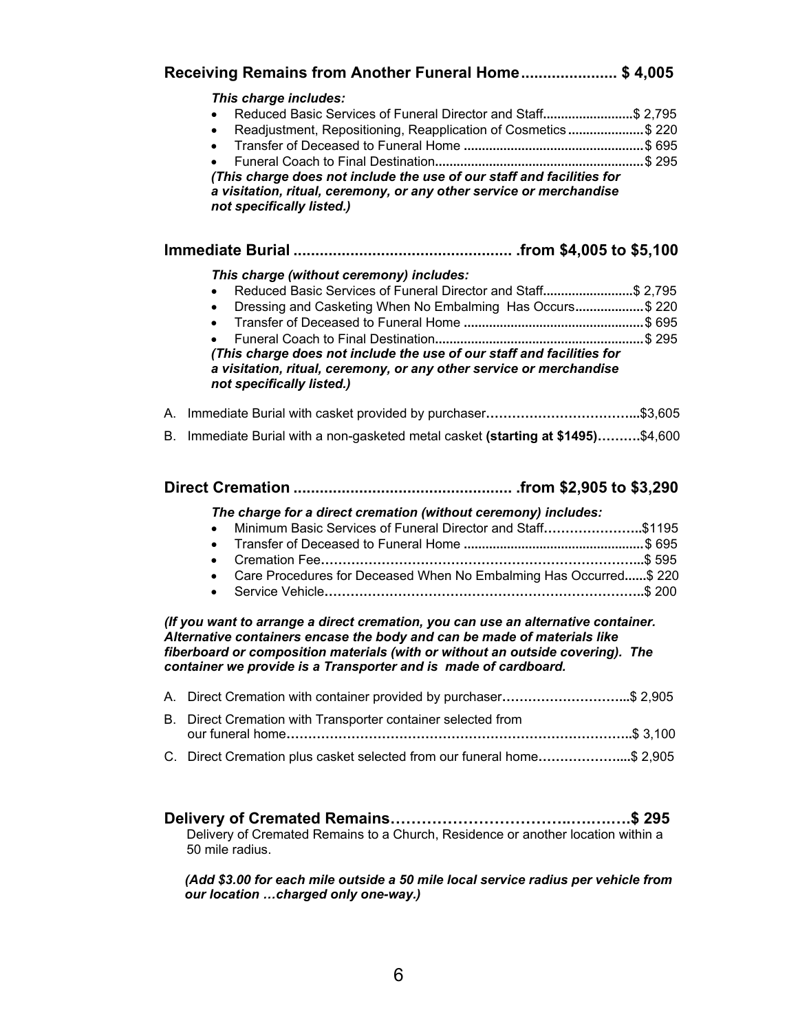## Receiving Remains from Another Funeral Home..................... $ 4,005

***This charge includes:***

- Reduced Basic Services of Funeral Director and Staff.........................$ 2,795
- Readjustment, Repositioning, Reapplication of Cosmetics .....................$ 220
- Transfer of Deceased to Funeral Home .................................................$ 695
- Funeral Coach to Final Destination.........................................................$ 295

***(This charge does not include the use of our staff and facilities for a visitation, ritual, ceremony, or any other service or merchandise not specifically listed.)***

## Immediate Burial ................................................. .from $4,005 to $5,100

***This charge (without ceremony) includes:***

- Reduced Basic Services of Funeral Director and Staff.........................$ 2,795
- Dressing and Casketing When No Embalming Has Occurs...................$ 220
- Transfer of Deceased to Funeral Home .................................................$ 695
- Funeral Coach to Final Destination.........................................................$ 295

***(This charge does not include the use of our staff and facilities for a visitation, ritual, ceremony, or any other service or merchandise not specifically listed.)***

A. Immediate Burial with casket provided by purchaser……………………………...$3,605

B. Immediate Burial with a non-gasketed metal casket **(starting at $1495)……….**$4,600

## Direct Cremation ................................................. .from $2,905 to $3,290

***The charge for a direct cremation (without ceremony) includes:***

- Minimum Basic Services of Funeral Director and Staff…………………..$1195
- Transfer of Deceased to Funeral Home .................................................$ 695
- Cremation Fee………………………………………………………………..$ 595
- Care Procedures for Deceased When No Embalming Has Occurred......$ 220
- Service Vehicle……………………………………………………………….$ 200

***(If you want to arrange a direct cremation, you can use an alternative container. Alternative containers encase the body and can be made of materials like fiberboard or composition materials (with or without an outside covering). The container we provide is a Transporter and is made of cardboard.***

A. Direct Cremation with container provided by purchaser………………………...$ 2,905

B. Direct Cremation with Transporter container selected from our funeral home……………………………………………………………………..$ 3,100

C. Direct Cremation plus casket selected from our funeral home………………....$ 2,905

## Delivery of Cremated Remains……………………………..…………$ 295

Delivery of Cremated Remains to a Church, Residence or another location within a 50 mile radius.

***(Add $3.00 for each mile outside a 50 mile local service radius per vehicle from our location …charged only one-way.)***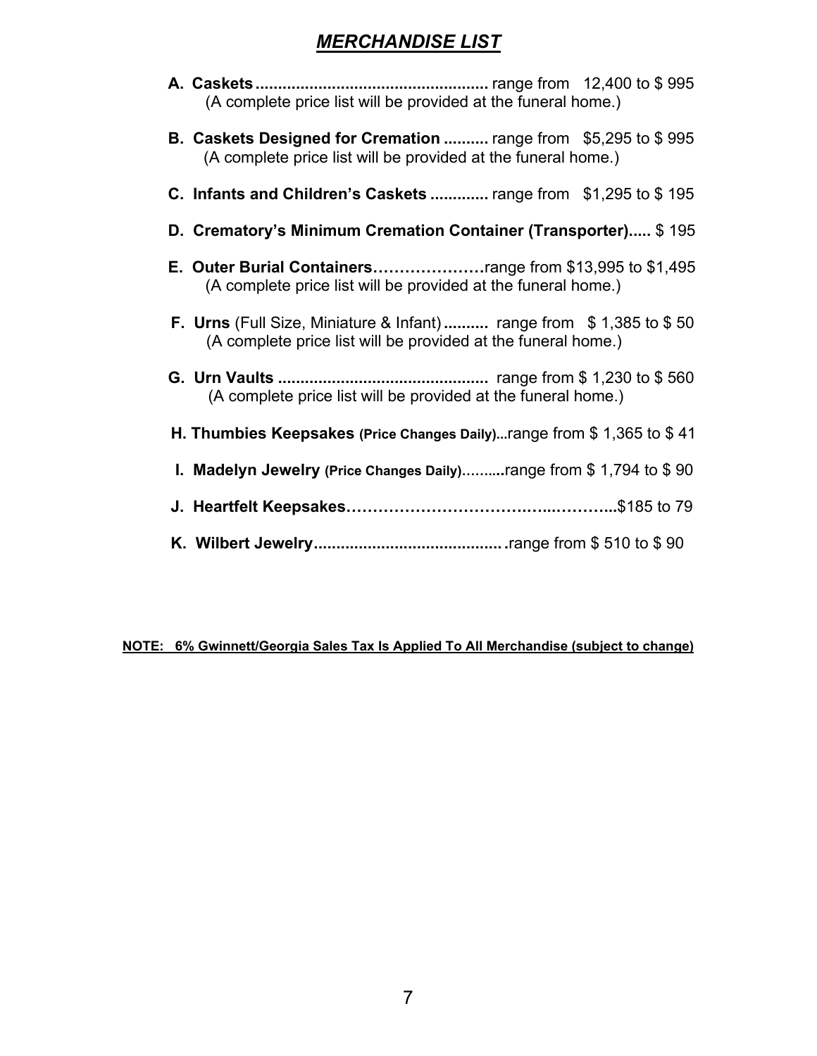# ***MERCHANDISE LIST***

**A. Caskets**.................................................... range from 12,400 to $ 995
(A complete price list will be provided at the funeral home.)

**B. Caskets Designed for Cremation** .......... range from $5,295 to $ 995
(A complete price list will be provided at the funeral home.)

**C. Infants and Children's Caskets** ............. range from $1,295 to $ 195

**D. Crematory's Minimum Cremation Container (Transporter)**..... $ 195

**E. Outer Burial Containers**…………………range from $13,995 to $1,495
(A complete price list will be provided at the funeral home.)

**F. Urns** (Full Size, Miniature & Infant) .......... range from $ 1,385 to $ 50
(A complete price list will be provided at the funeral home.)

**G. Urn Vaults** .............................................. range from $ 1,230 to $ 560
(A complete price list will be provided at the funeral home.)

**H. Thumbies Keepsakes (Price Changes Daily)**...range from $ 1,365 to $ 41

**I. Madelyn Jewelry (Price Changes Daily)**..........range from $ 1,794 to $ 90

**J. Heartfelt Keepsakes**……………………………...………...$185 to 79

**K. Wilbert Jewelry**.......................................... .range from $ 510 to $ 90

**NOTE: 6% Gwinnett/Georgia Sales Tax Is Applied To All Merchandise (subject to change)**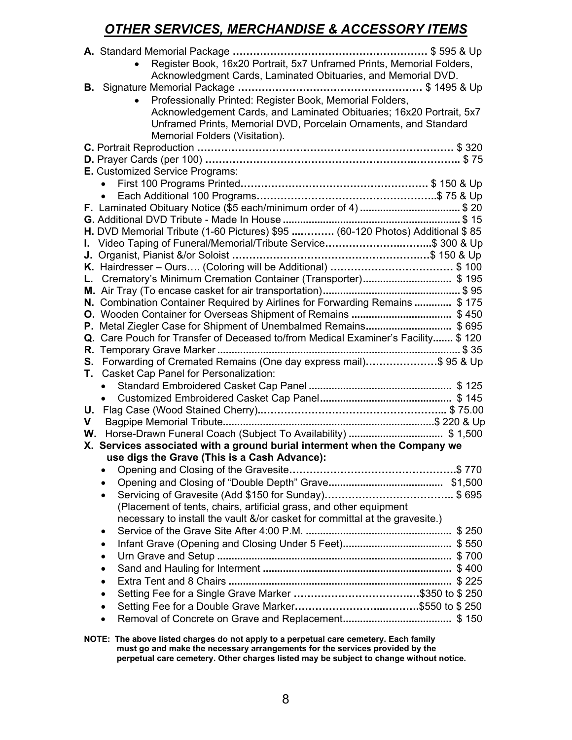# *OTHER SERVICES, MERCHANDISE & ACCESSORY ITEMS*

**A.** Standard Memorial Package ………………………………………………… $ 595 & Up

- Register Book, 16x20 Portrait, 5x7 Unframed Prints, Memorial Folders, Acknowledgment Cards, Laminated Obituaries, and Memorial DVD.

**B.** Signature Memorial Package ……………………………………………… $ 1495 & Up

- Professionally Printed: Register Book, Memorial Folders, Acknowledgement Cards, and Laminated Obituaries; 16x20 Portrait, 5x7 Unframed Prints, Memorial DVD, Porcelain Ornaments, and Standard Memorial Folders (Visitation).

**C.** Portrait Reproduction ………………………………………………………………… $ 320

**D.** Prayer Cards (per 100) ……………………………………………………………….. $ 75

**E.** Customized Service Programs:

- First 100 Programs Printed……………………………………………… $ 150 & Up
- Each Additional 100 Programs……………………………………………..$ 75 & Up

**F.** Laminated Obituary Notice ($5 each/minimum order of 4) ................................... $ 20

**G.** Additional DVD Tribute - Made In House ............................................................. $ 15

**H.** DVD Memorial Tribute (1-60 Pictures) $95 ............ (60-120 Photos) Additional $ 85

**I.** Video Taping of Funeral/Memorial/Tribute Service…………………….......$ 300 & Up

**J.** Organist, Pianist &/or Soloist ……………………………………………….$ 150 & Up

**K.** Hairdresser – Ours…. (Coloring will be Additional) ……………………………… $ 100

**L.** Crematory's Minimum Cremation Container (Transporter)............................... $ 195

**M.** Air Tray (To encase casket for air transportation)................................................ $ 95

**N.** Combination Container Required by Airlines for Forwarding Remains ............. $ 175

**O.** Wooden Container for Overseas Shipment of Remains ................................... $ 450

**P.** Metal Ziegler Case for Shipment of Unembalmed Remains.............................. $ 695

**Q.** Care Pouch for Transfer of Deceased to/from Medical Examiner's Facility....... $ 120

**R.** Temporary Grave Marker .................................................................................... $ 35

**S.** Forwarding of Cremated Remains (One day express mail)…………………$ 95 & Up

**T.** Casket Cap Panel for Personalization:

- Standard Embroidered Casket Cap Panel .................................................. $ 125
- Customized Embroidered Casket Cap Panel.............................................. $ 145

**U.** Flag Case (Wood Stained Cherry)…………………………………………….. $ 75.00

**V** Bagpipe Memorial Tribute........................................................................$ 220 & Up

**W.** Horse-Drawn Funeral Coach (Subject To Availability) ................................. $ 1,500

**X. Services associated with a ground burial interment when the Company we use digs the Grave (This is a Cash Advance):**

- Opening and Closing of the Gravesite………………………………………….$ 770
- Opening and Closing of "Double Depth" Grave........................................ $1,500
- Servicing of Gravesite (Add $150 for Sunday)……………………………….. $ 695
  (Placement of tents, chairs, artificial grass, and other equipment necessary to install the vault &/or casket for committal at the gravesite.)
- Service of the Grave Site After 4:00 P.M. ................................................... $ 250
- Infant Grave (Opening and Closing Under 5 Feet)...................................... $ 550
- Urn Grave and Setup .................................................................................. $ 700
- Sand and Hauling for Interment .................................................................. $ 400
- Extra Tent and 8 Chairs .............................................................................. $ 225
- Setting Fee for a Single Grave Marker ……………………………….$350 to $ 250
- Setting Fee for a Double Grave Marker…………………….………..$550 to $ 250
- Removal of Concrete on Grave and Replacement...................................... $ 150

**NOTE: The above listed charges do not apply to a perpetual care cemetery. Each family must go and make the necessary arrangements for the services provided by the perpetual care cemetery. Other charges listed may be subject to change without notice.**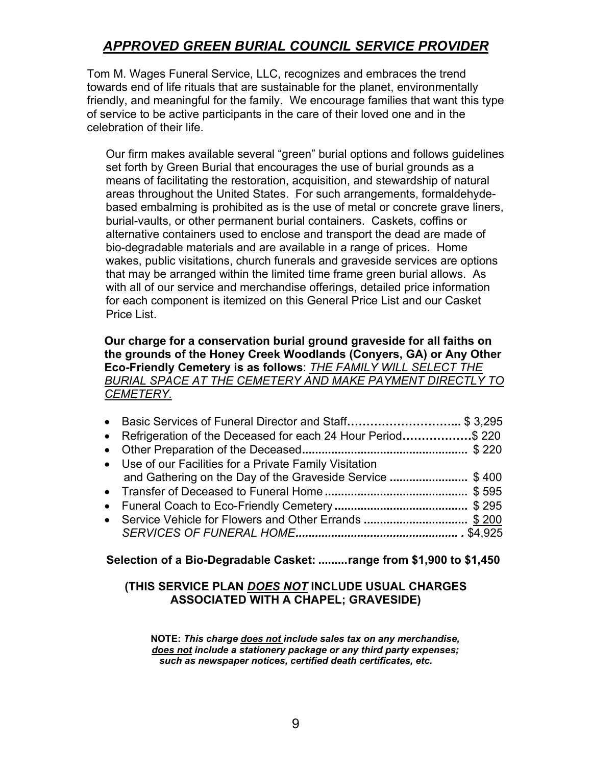# ***APPROVED GREEN BURIAL COUNCIL SERVICE PROVIDER***

Tom M. Wages Funeral Service, LLC, recognizes and embraces the trend towards end of life rituals that are sustainable for the planet, environmentally friendly, and meaningful for the family. We encourage families that want this type of service to be active participants in the care of their loved one and in the celebration of their life.

Our firm makes available several "green" burial options and follows guidelines set forth by Green Burial that encourages the use of burial grounds as a means of facilitating the restoration, acquisition, and stewardship of natural areas throughout the United States. For such arrangements, formaldehyde-based embalming is prohibited as is the use of metal or concrete grave liners, burial-vaults, or other permanent burial containers. Caskets, coffins or alternative containers used to enclose and transport the dead are made of bio-degradable materials and are available in a range of prices. Home wakes, public visitations, church funerals and graveside services are options that may be arranged within the limited time frame green burial allows. As with all of our service and merchandise offerings, detailed price information for each component is itemized on this General Price List and our Casket Price List.

**Our charge for a conservation burial ground graveside for all faiths on the grounds of the Honey Creek Woodlands (Conyers, GA) or Any Other Eco-Friendly Cemetery is as follows**: *THE FAMILY WILL SELECT THE BURIAL SPACE AT THE CEMETERY AND MAKE PAYMENT DIRECTLY TO CEMETERY.*

- Basic Services of Funeral Director and Staff.......................... $ 3,295
- Refrigeration of the Deceased for each 24 Hour Period..................$ 220
- Other Preparation of the Deceased.................................................. $ 220
- Use of our Facilities for a Private Family Visitation and Gathering on the Day of the Graveside Service ........................ $ 400
- Transfer of Deceased to Funeral Home ............................................ $ 595
- Funeral Coach to Eco-Friendly Cemetery ......................................... $ 295
- Service Vehicle for Flowers and Other Errands ................................ $ 200

*SERVICES OF FUNERAL HOME.................................................. .* $4,925

**Selection of a Bio-Degradable Casket: .........range from $1,900 to $1,450**

**(THIS SERVICE PLAN *DOES NOT* INCLUDE USUAL CHARGES ASSOCIATED WITH A CHAPEL; GRAVESIDE)**

**NOTE:** ***This charge does not include sales tax on any merchandise, does not include a stationery package or any third party expenses; such as newspaper notices, certified death certificates, etc.***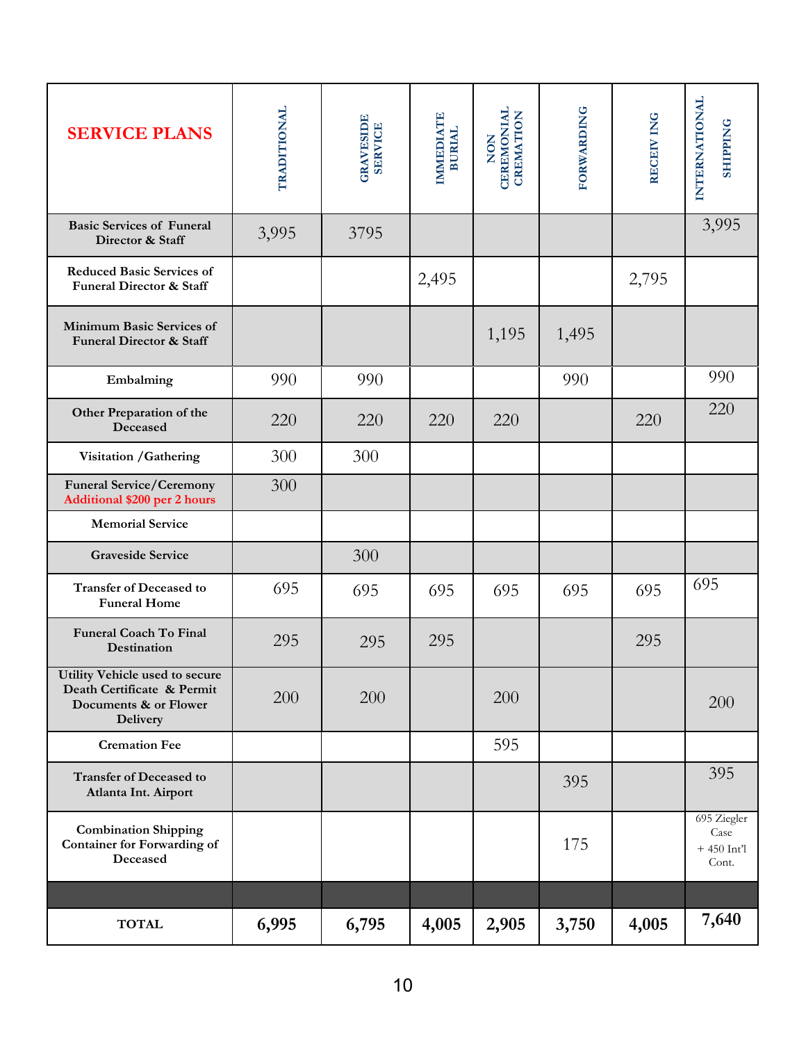| SERVICE PLANS | TRADITIONAL | GRAVESIDE SERVICE | IMMEDIATE BURIAL | NON CEREMONIAL CREMATION | FORWARDING | RECEIV ING | INTERNATIONAL SHIPPING |
|---|---|---|---|---|---|---|---|
| **Basic Services of Funeral Director & Staff** | 3,995 | 3795 | | | | | 3,995 |
| **Reduced Basic Services of Funeral Director & Staff** | | | 2,495 | | | 2,795 | |
| **Minimum Basic Services of Funeral Director & Staff** | | | | 1,195 | 1,495 | | |
| **Embalming** | 990 | 990 | | | 990 | | 990 |
| **Other Preparation of the Deceased** | 220 | 220 | 220 | 220 | | 220 | 220 |
| **Visitation /Gathering** | 300 | 300 | | | | | |
| **Funeral Service/Ceremony** **Additional $200 per 2 hours** | 300 | | | | | | |
| **Memorial Service** | | | | | | | |
| **Graveside Service** | | 300 | | | | | |
| **Transfer of Deceased to Funeral Home** | 695 | 695 | 695 | 695 | 695 | 695 | 695 |
| **Funeral Coach To Final Destination** | 295 | 295 | 295 | | | 295 | |
| **Utility Vehicle used to secure Death Certificate & Permit Documents & or Flower Delivery** | 200 | 200 | | 200 | | | 200 |
| **Cremation Fee** | | | | 595 | | | |
| **Transfer of Deceased to Atlanta Int. Airport** | | | | | 395 | | 395 |
| **Combination Shipping Container for Forwarding of Deceased** | | | | | 175 | | 695 Ziegler Case + 450 Int'l Cont. |
| | | | | | | | |
| **TOTAL** | **6,995** | **6,795** | **4,005** | **2,905** | **3,750** | **4,005** | **7,640** |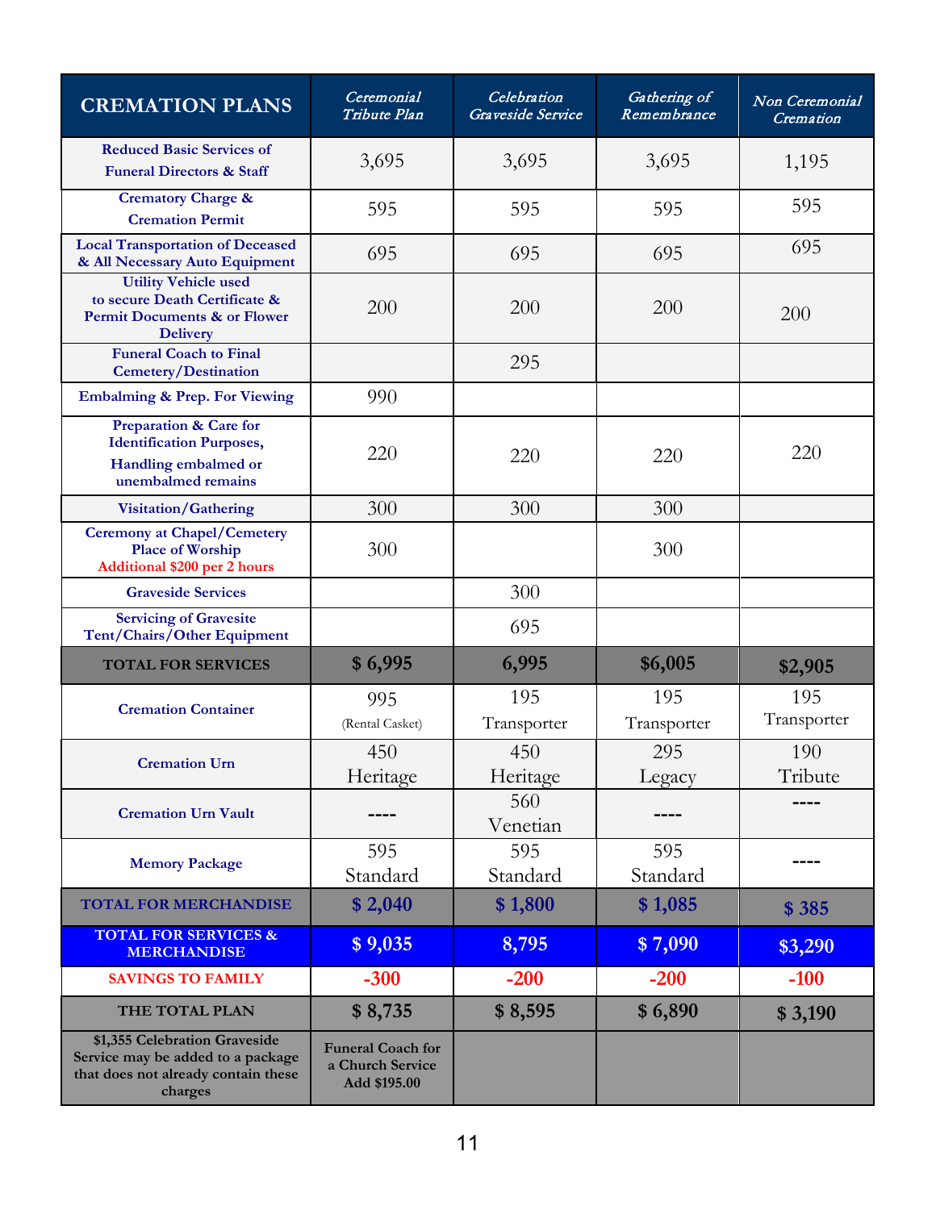| CREMATION PLANS | *Ceremonial Tribute Plan* | *Celebration Graveside Service* | *Gathering of Remembrance* | *Non Ceremonial Cremation* |
|---|---|---|---|---|
| Reduced Basic Services of Funeral Directors & Staff | 3,695 | 3,695 | 3,695 | 1,195 |
| Crematory Charge & Cremation Permit | 595 | 595 | 595 | 595 |
| Local Transportation of Deceased & All Necessary Auto Equipment | 695 | 695 | 695 | 695 |
| Utility Vehicle used to secure Death Certificate & Permit Documents & or Flower Delivery | 200 | 200 | 200 | 200 |
| Funeral Coach to Final Cemetery/Destination | | 295 | | |
| Embalming & Prep. For Viewing | 990 | | | |
| Preparation & Care for Identification Purposes, Handling embalmed or unembalmed remains | 220 | 220 | 220 | 220 |
| Visitation/Gathering | 300 | 300 | 300 | |
| Ceremony at Chapel/Cemetery Place of Worship Additional $200 per 2 hours | 300 | | 300 | |
| Graveside Services | | 300 | | |
| Servicing of Gravesite Tent/Chairs/Other Equipment | | 695 | | |
| **TOTAL FOR SERVICES** | **$ 6,995** | **6,995** | **$6,005** | **$2,905** |
| Cremation Container | 995 (Rental Casket) | 195 Transporter | 195 Transporter | 195 Transporter |
| Cremation Urn | 450 Heritage | 450 Heritage | 295 Legacy | 190 Tribute |
| Cremation Urn Vault | ---- | 560 Venetian | ---- | ---- |
| Memory Package | 595 Standard | 595 Standard | 595 Standard | ---- |
| **TOTAL FOR MERCHANDISE** | **$ 2,040** | **$ 1,800** | **$ 1,085** | **$ 385** |
| **TOTAL FOR SERVICES & MERCHANDISE** | **$ 9,035** | **8,795** | **$ 7,090** | **$3,290** |
| **SAVINGS TO FAMILY** | **-300** | **-200** | **-200** | **-100** |
| **THE TOTAL PLAN** | **$ 8,735** | **$ 8,595** | **$ 6,890** | **$ 3,190** |
| **$1,355 Celebration Graveside Service may be added to a package that does not already contain these charges** | **Funeral Coach for a Church Service Add $195.00** | | | |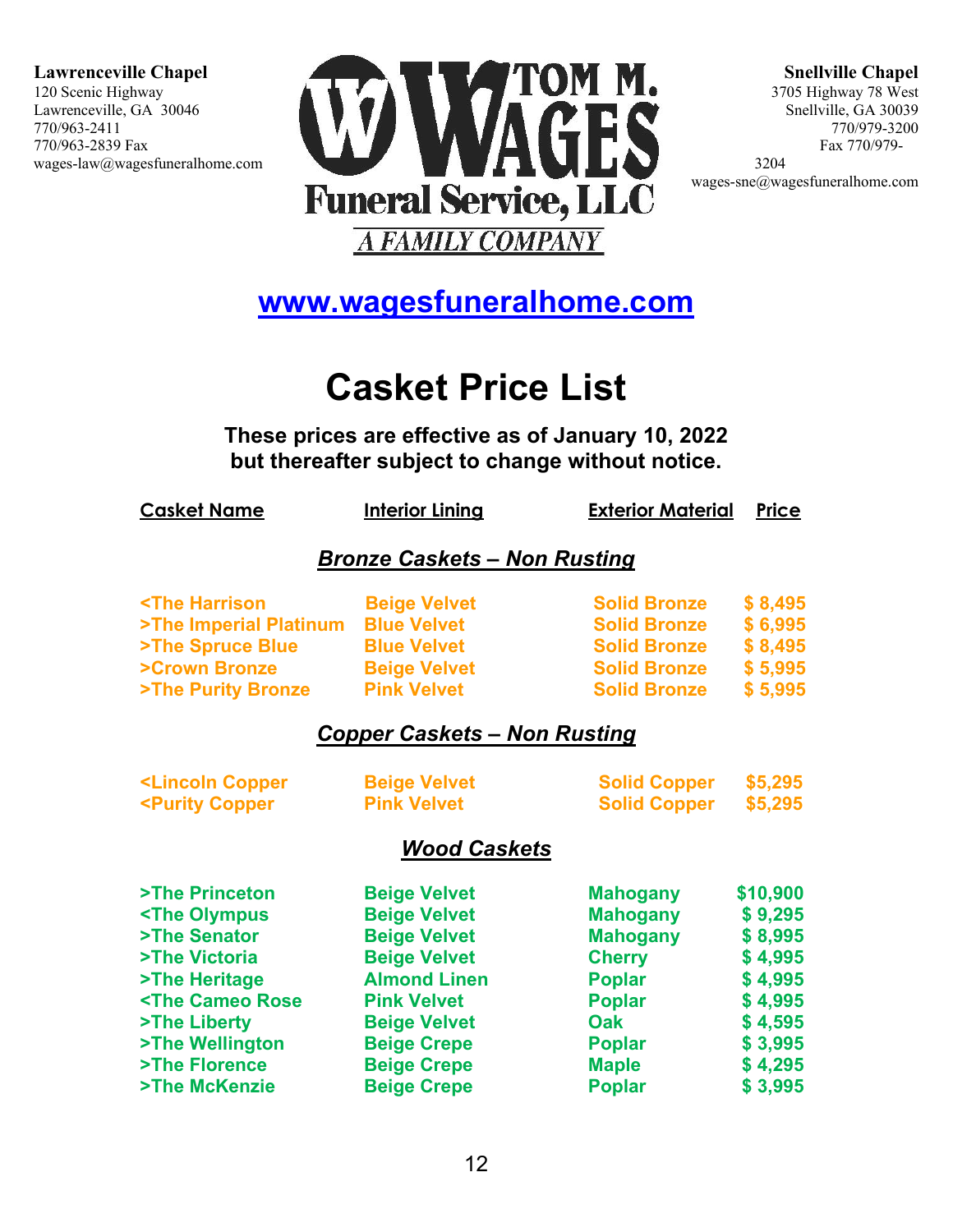**Lawrenceville Chapel**
120 Scenic Highway
Lawrenceville, GA 30046
770/963-2411
770/963-2839 Fax
wages-law@wagesfuneralhome.com

**TOM M. WAGES**
**Funeral Service, LLC**
*A FAMILY COMPANY*

**Snellville Chapel**
3705 Highway 78 West
Snellville, GA 30039
770/979-3200
Fax 770/979-3204
wages-sne@wagesfuneralhome.com

**www.wagesfuneralhome.com**

# Casket Price List

**These prices are effective as of January 10, 2022 but thereafter subject to change without notice.**

| Casket Name | Interior Lining | Exterior Material | Price |
|---|---|---|---|
| ***Bronze Caskets – Non Rusting*** | | | |
| <The Harrison | Beige Velvet | Solid Bronze | $ 8,495 |
| >The Imperial Platinum | Blue Velvet | Solid Bronze | $ 6,995 |
| >The Spruce Blue | Blue Velvet | Solid Bronze | $ 8,495 |
| >Crown Bronze | Beige Velvet | Solid Bronze | $ 5,995 |
| >The Purity Bronze | Pink Velvet | Solid Bronze | $ 5,995 |
| ***Copper Caskets – Non Rusting*** | | | |
| <Lincoln Copper | Beige Velvet | Solid Copper | $5,295 |
| <Purity Copper | Pink Velvet | Solid Copper | $5,295 |
| ***Wood Caskets*** | | | |
| >The Princeton | Beige Velvet | Mahogany | $10,900 |
| <The Olympus | Beige Velvet | Mahogany | $ 9,295 |
| >The Senator | Beige Velvet | Mahogany | $ 8,995 |
| >The Victoria | Beige Velvet | Cherry | $ 4,995 |
| >The Heritage | Almond Linen | Poplar | $ 4,995 |
| <The Cameo Rose | Pink Velvet | Poplar | $ 4,995 |
| >The Liberty | Beige Velvet | Oak | $ 4,595 |
| >The Wellington | Beige Crepe | Poplar | $ 3,995 |
| >The Florence | Beige Crepe | Maple | $ 4,295 |
| >The McKenzie | Beige Crepe | Poplar | $ 3,995 |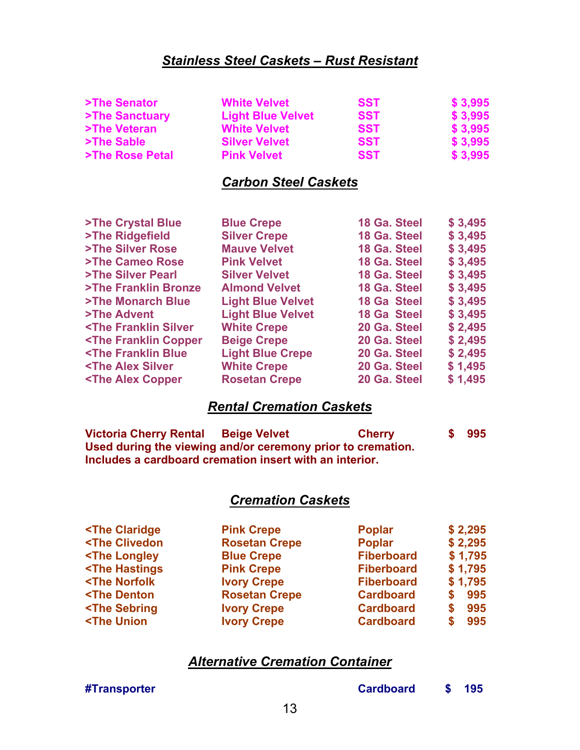## *Stainless Steel Caskets – Rust Resistant*

| | | | |
|---|---|---|---|
| **>The Senator** | **White Velvet** | **SST** | **$ 3,995** |
| **>The Sanctuary** | **Light Blue Velvet** | **SST** | **$ 3,995** |
| **>The Veteran** | **White Velvet** | **SST** | **$ 3,995** |
| **>The Sable** | **Silver Velvet** | **SST** | **$ 3,995** |
| **>The Rose Petal** | **Pink Velvet** | **SST** | **$ 3,995** |

## *Carbon Steel Caskets*

| | | | |
|---|---|---|---|
| **>The Crystal Blue** | **Blue Crepe** | **18 Ga. Steel** | **$ 3,495** |
| **>The Ridgefield** | **Silver Crepe** | **18 Ga. Steel** | **$ 3,495** |
| **>The Silver Rose** | **Mauve Velvet** | **18 Ga. Steel** | **$ 3,495** |
| **>The Cameo Rose** | **Pink Velvet** | **18 Ga. Steel** | **$ 3,495** |
| **>The Silver Pearl** | **Silver Velvet** | **18 Ga. Steel** | **$ 3,495** |
| **>The Franklin Bronze** | **Almond Velvet** | **18 Ga. Steel** | **$ 3,495** |
| **>The Monarch Blue** | **Light Blue Velvet** | **18 Ga Steel** | **$ 3,495** |
| **>The Advent** | **Light Blue Velvet** | **18 Ga Steel** | **$ 3,495** |
| **<The Franklin Silver** | **White Crepe** | **20 Ga. Steel** | **$ 2,495** |
| **<The Franklin Copper** | **Beige Crepe** | **20 Ga. Steel** | **$ 2,495** |
| **<The Franklin Blue** | **Light Blue Crepe** | **20 Ga. Steel** | **$ 2,495** |
| **<The Alex Silver** | **White Crepe** | **20 Ga. Steel** | **$ 1,495** |
| **<The Alex Copper** | **Rosetan Crepe** | **20 Ga. Steel** | **$ 1,495** |

## *Rental Cremation Caskets*

| | | | |
|---|---|---|---|
| **Victoria Cherry Rental** | **Beige Velvet** | **Cherry** | **$ 995** |

**Used during the viewing and/or ceremony prior to cremation.**
**Includes a cardboard cremation insert with an interior.**

## *Cremation Caskets*

| | | | |
|---|---|---|---|
| **<The Claridge** | **Pink Crepe** | **Poplar** | **$ 2,295** |
| **<The Clivedon** | **Rosetan Crepe** | **Poplar** | **$ 2,295** |
| **<The Longley** | **Blue Crepe** | **Fiberboard** | **$ 1,795** |
| **<The Hastings** | **Pink Crepe** | **Fiberboard** | **$ 1,795** |
| **<The Norfolk** | **Ivory Crepe** | **Fiberboard** | **$ 1,795** |
| **<The Denton** | **Rosetan Crepe** | **Cardboard** | **$ 995** |
| **<The Sebring** | **Ivory Crepe** | **Cardboard** | **$ 995** |
| **<The Union** | **Ivory Crepe** | **Cardboard** | **$ 995** |

## *Alternative Cremation Container*

| | | | |
|---|---|---|---|
| **#Transporter** | | **Cardboard** | **$ 195** |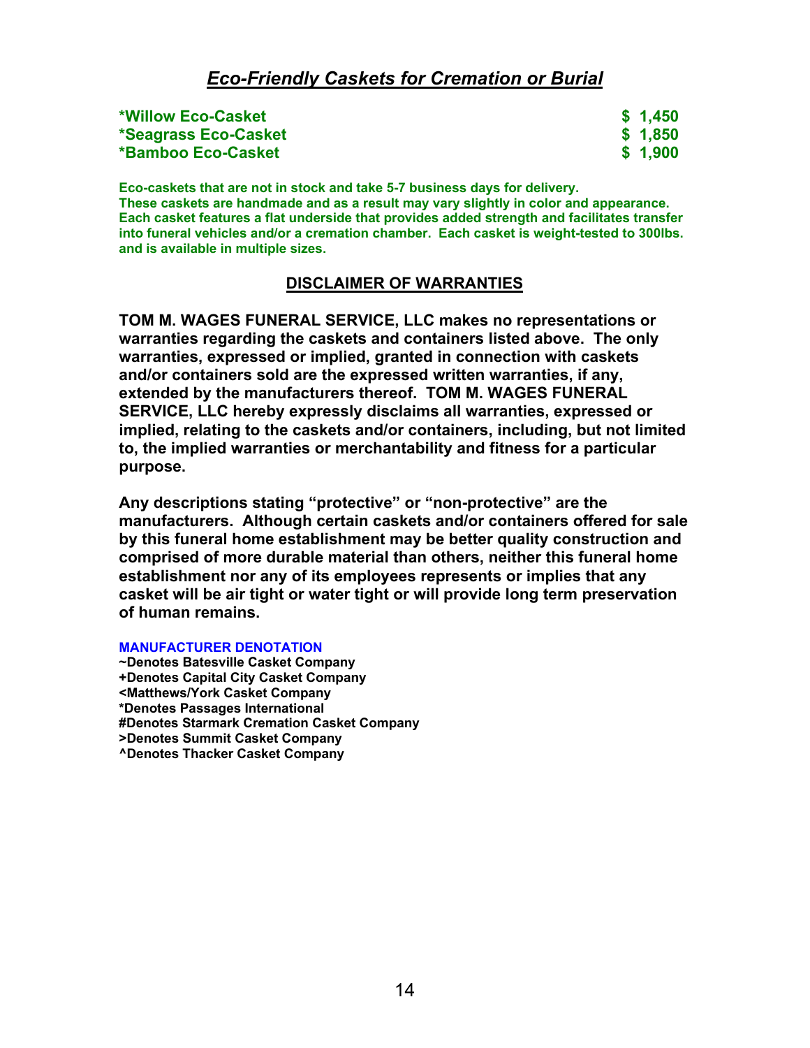## *Eco-Friendly Caskets for Cremation or Burial*

| | |
|---|---|
| **\*Willow Eco-Casket** | **$ 1,450** |
| **\*Seagrass Eco-Casket** | **$ 1,850** |
| **\*Bamboo Eco-Casket** | **$ 1,900** |

**Eco-caskets that are not in stock and take 5-7 business days for delivery. These caskets are handmade and as a result may vary slightly in color and appearance. Each casket features a flat underside that provides added strength and facilitates transfer into funeral vehicles and/or a cremation chamber. Each casket is weight-tested to 300lbs. and is available in multiple sizes.**

### DISCLAIMER OF WARRANTIES

**TOM M. WAGES FUNERAL SERVICE, LLC makes no representations or warranties regarding the caskets and containers listed above. The only warranties, expressed or implied, granted in connection with caskets and/or containers sold are the expressed written warranties, if any, extended by the manufacturers thereof. TOM M. WAGES FUNERAL SERVICE, LLC hereby expressly disclaims all warranties, expressed or implied, relating to the caskets and/or containers, including, but not limited to, the implied warranties or merchantability and fitness for a particular purpose.**

**Any descriptions stating "protective" or "non-protective" are the manufacturers. Although certain caskets and/or containers offered for sale by this funeral home establishment may be better quality construction and comprised of more durable material than others, neither this funeral home establishment nor any of its employees represents or implies that any casket will be air tight or water tight or will provide long term preservation of human remains.**

**MANUFACTURER DENOTATION**

**~Denotes Batesville Casket Company**
**+Denotes Capital City Casket Company**
**<Matthews/York Casket Company**
**\*Denotes Passages International**
**#Denotes Starmark Cremation Casket Company**
**>Denotes Summit Casket Company**
**^Denotes Thacker Casket Company**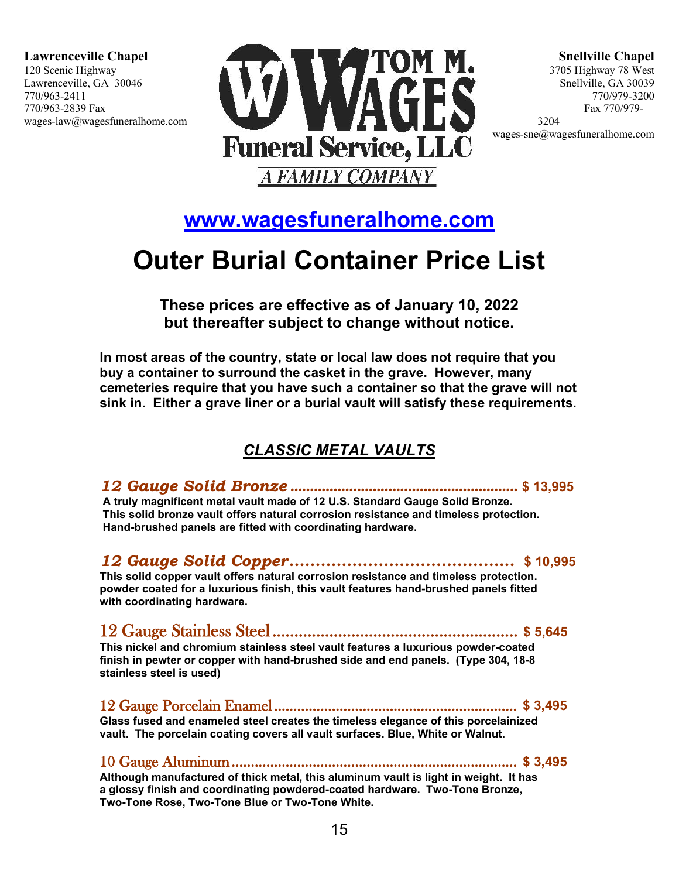**Lawrenceville Chapel**
120 Scenic Highway
Lawrenceville, GA 30046
770/963-2411
770/963-2839 Fax
wages-law@wagesfuneralhome.com

TOM M. WAGES
Funeral Service, LLC
A FAMILY COMPANY

**Snellville Chapel**
3705 Highway 78 West
Snellville, GA 30039
770/979-3200
Fax 770/979-3204
wages-sne@wagesfuneralhome.com

**www.wagesfuneralhome.com**

# Outer Burial Container Price List

**These prices are effective as of January 10, 2022 but thereafter subject to change without notice.**

**In most areas of the country, state or local law does not require that you buy a container to surround the casket in the grave. However, many cemeteries require that you have such a container so that the grave will not sink in. Either a grave liner or a burial vault will satisfy these requirements.**

## ***CLASSIC METAL VAULTS***

***12 Gauge Solid Bronze*** ........................................................ **$ 13,995**
**A truly magnificent metal vault made of 12 U.S. Standard Gauge Solid Bronze. This solid bronze vault offers natural corrosion resistance and timeless protection. Hand-brushed panels are fitted with coordinating hardware.**

***12 Gauge Solid Copper*** .......................................... **$ 10,995**
**This solid copper vault offers natural corrosion resistance and timeless protection. powder coated for a luxurious finish, this vault features hand-brushed panels fitted with coordinating hardware.**

12 Gauge Stainless Steel ........................................................ **$ 5,645**
**This nickel and chromium stainless steel vault features a luxurious powder-coated finish in pewter or copper with hand-brushed side and end panels. (Type 304, 18-8 stainless steel is used)**

12 Gauge Porcelain Enamel ............................................................ **$ 3,495**
**Glass fused and enameled steel creates the timeless elegance of this porcelainized vault. The porcelain coating covers all vault surfaces. Blue, White or Walnut.**

10 Gauge Aluminum ........................................................................ **$ 3,495**
**Although manufactured of thick metal, this aluminum vault is light in weight. It has a glossy finish and coordinating powdered-coated hardware. Two-Tone Bronze, Two-Tone Rose, Two-Tone Blue or Two-Tone White.**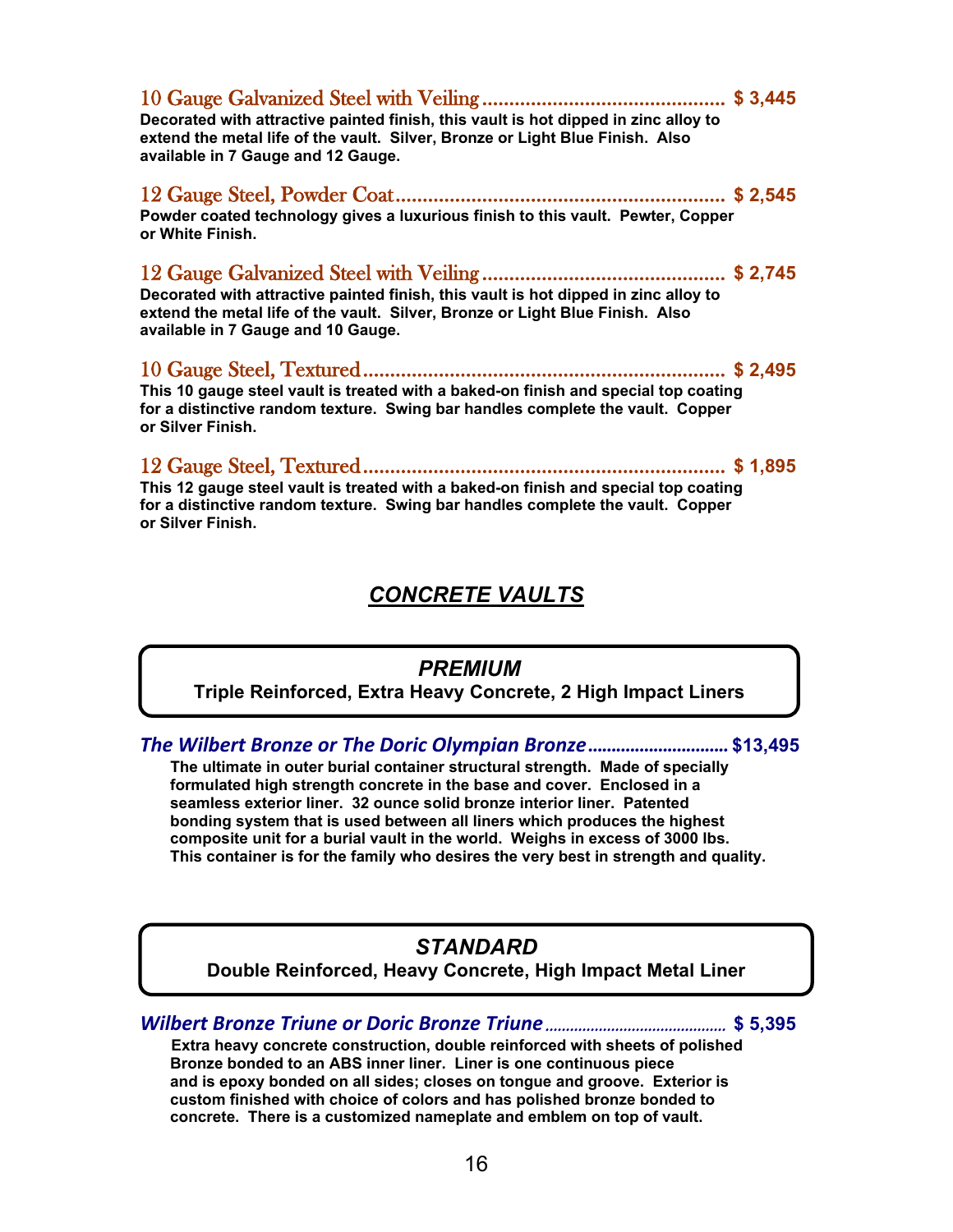**10 Gauge Galvanized Steel with Veiling ............................................. $ 3,445**

**Decorated with attractive painted finish, this vault is hot dipped in zinc alloy to extend the metal life of the vault. Silver, Bronze or Light Blue Finish. Also available in 7 Gauge and 12 Gauge.**

**12 Gauge Steel, Powder Coat............................................................. $ 2,545**

**Powder coated technology gives a luxurious finish to this vault. Pewter, Copper or White Finish.**

**12 Gauge Galvanized Steel with Veiling ............................................. $ 2,745**

**Decorated with attractive painted finish, this vault is hot dipped in zinc alloy to extend the metal life of the vault. Silver, Bronze or Light Blue Finish. Also available in 7 Gauge and 10 Gauge.**

**10 Gauge Steel, Textured................................................................... $ 2,495**

**This 10 gauge steel vault is treated with a baked-on finish and special top coating for a distinctive random texture. Swing bar handles complete the vault. Copper or Silver Finish.**

**12 Gauge Steel, Textured................................................................... $ 1,895**

**This 12 gauge steel vault is treated with a baked-on finish and special top coating for a distinctive random texture. Swing bar handles complete the vault. Copper or Silver Finish.**

## ***CONCRETE VAULTS***

### ***PREMIUM***

**Triple Reinforced, Extra Heavy Concrete, 2 High Impact Liners**

***The Wilbert Bronze or The Doric Olympian Bronze*............................. $13,495**

**The ultimate in outer burial container structural strength. Made of specially formulated high strength concrete in the base and cover. Enclosed in a seamless exterior liner. 32 ounce solid bronze interior liner. Patented bonding system that is used between all liners which produces the highest composite unit for a burial vault in the world. Weighs in excess of 3000 lbs. This container is for the family who desires the very best in strength and quality.**

### ***STANDARD***

**Double Reinforced, Heavy Concrete, High Impact Metal Liner**

***Wilbert Bronze Triune or Doric Bronze Triune*........................................... $ 5,395**

**Extra heavy concrete construction, double reinforced with sheets of polished Bronze bonded to an ABS inner liner. Liner is one continuous piece and is epoxy bonded on all sides; closes on tongue and groove. Exterior is custom finished with choice of colors and has polished bronze bonded to concrete. There is a customized nameplate and emblem on top of vault.**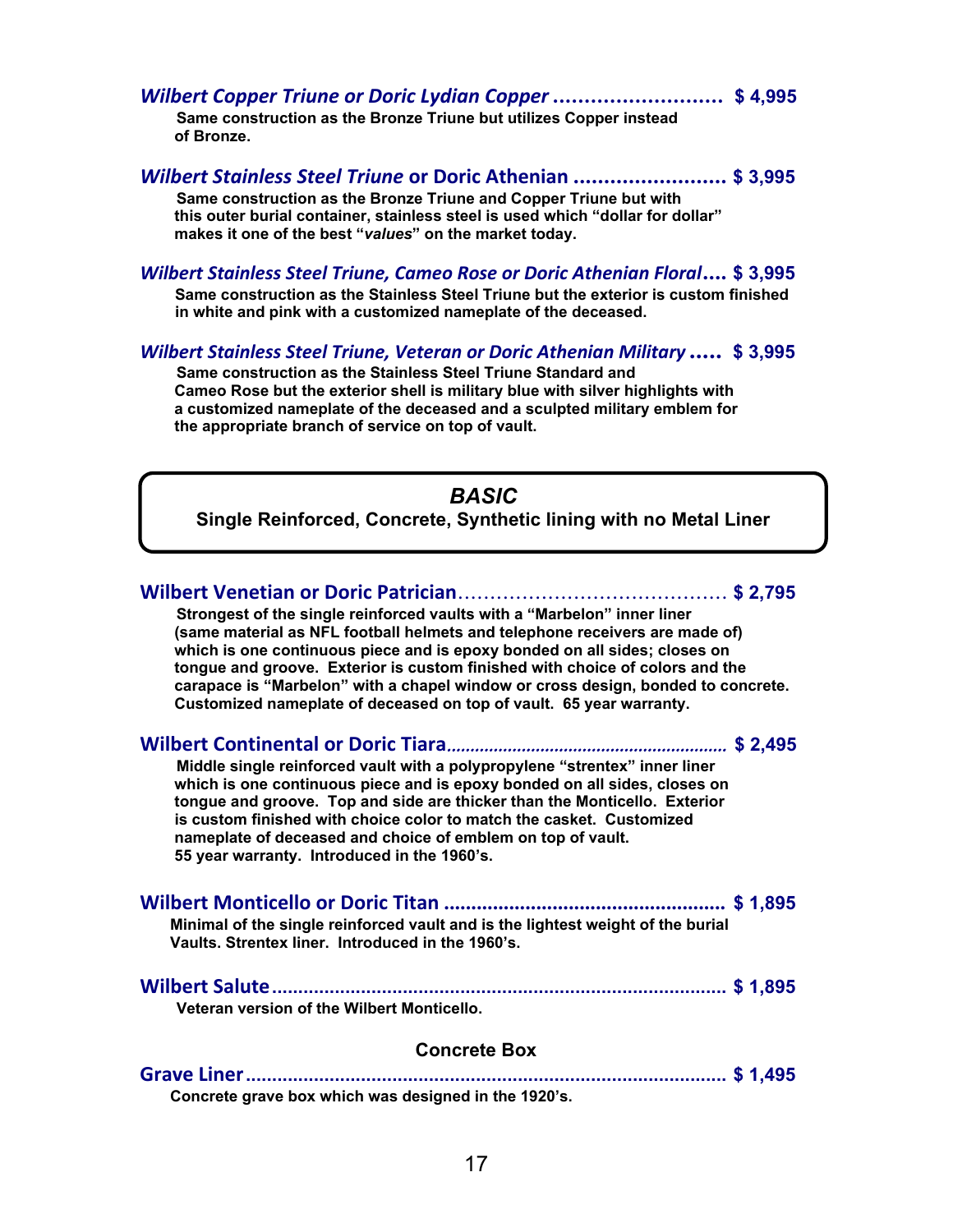***Wilbert Copper Triune or Doric Lydian Copper ...........................*** **$ 4,995**

**Same construction as the Bronze Triune but utilizes Copper instead of Bronze.**

***Wilbert Stainless Steel Triune*** **or Doric Athenian ......................... $ 3,995**

**Same construction as the Bronze Triune and Copper Triune but with this outer burial container, stainless steel is used which "dollar for dollar" makes it one of the best "*values*" on the market today.**

***Wilbert Stainless Steel Triune, Cameo Rose or Doric Athenian Floral....*** **$ 3,995**

**Same construction as the Stainless Steel Triune but the exterior is custom finished in white and pink with a customized nameplate of the deceased.**

***Wilbert Stainless Steel Triune, Veteran or Doric Athenian Military .....*** **$ 3,995**

**Same construction as the Stainless Steel Triune Standard and Cameo Rose but the exterior shell is military blue with silver highlights with a customized nameplate of the deceased and a sculpted military emblem for the appropriate branch of service on top of vault.**

## *BASIC*

**Single Reinforced, Concrete, Synthetic lining with no Metal Liner**

**Wilbert Venetian or Doric Patrician.......................................... $ 2,795**

**Strongest of the single reinforced vaults with a "Marbelon" inner liner (same material as NFL football helmets and telephone receivers are made of) which is one continuous piece and is epoxy bonded on all sides; closes on tongue and groove. Exterior is custom finished with choice of colors and the carapace is "Marbelon" with a chapel window or cross design, bonded to concrete. Customized nameplate of deceased on top of vault. 65 year warranty.**

**Wilbert Continental or Doric Tiara*..........................................................*** **$ 2,495**

**Middle single reinforced vault with a polypropylene "strentex" inner liner which is one continuous piece and is epoxy bonded on all sides, closes on tongue and groove. Top and side are thicker than the Monticello. Exterior is custom finished with choice color to match the casket. Customized nameplate of deceased and choice of emblem on top of vault. 55 year warranty. Introduced in the 1960's.**

**Wilbert Monticello or Doric Titan .................................................. $ 1,895**

**Minimal of the single reinforced vault and is the lightest weight of the burial Vaults. Strentex liner. Introduced in the 1960's.**

**Wilbert Salute..................................................................................... $ 1,895**

**Veteran version of the Wilbert Monticello.**

**Concrete Box**

**Grave Liner......................................................................................... $ 1,495**

**Concrete grave box which was designed in the 1920's.**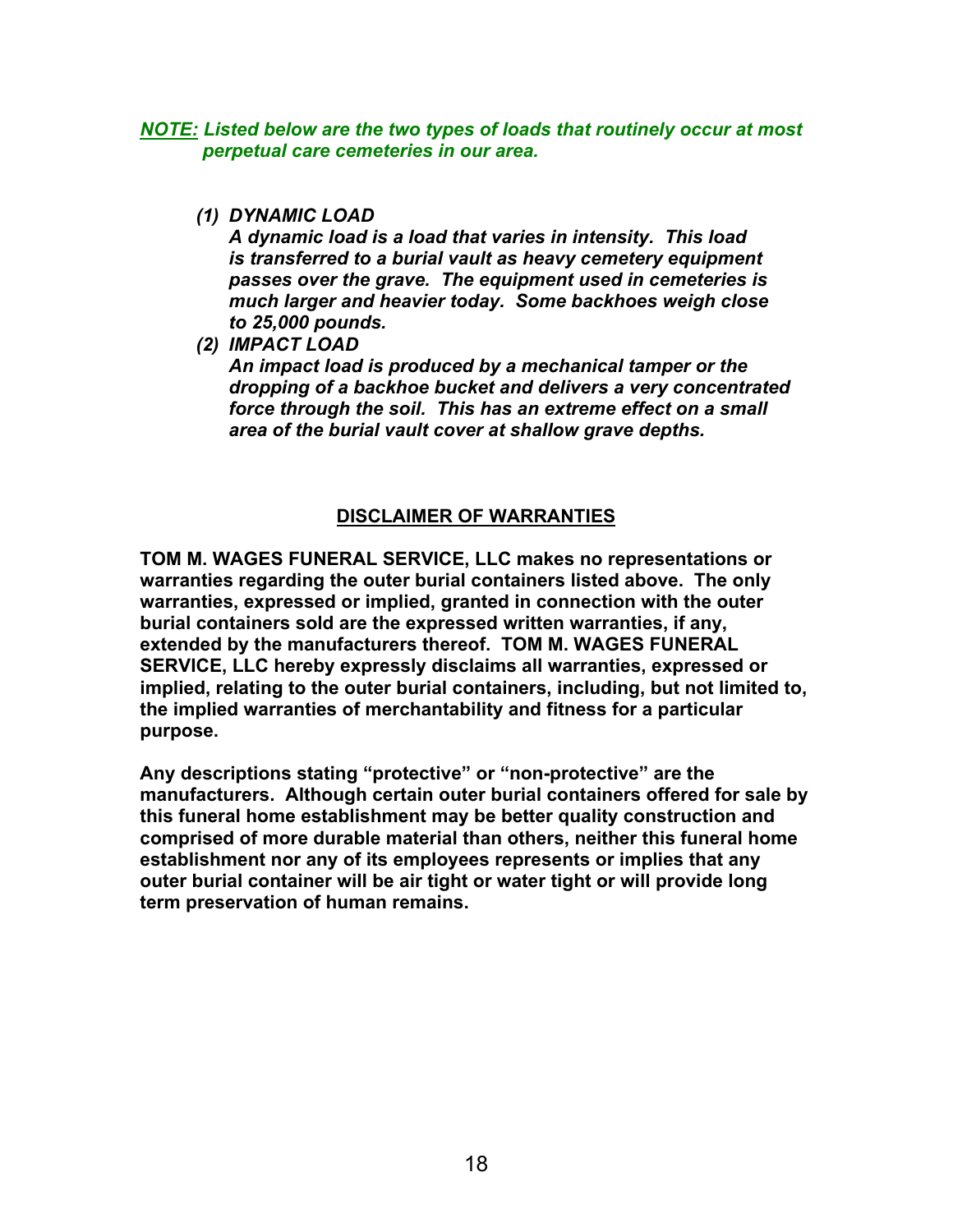***<u>NOTE:</u> Listed below are the two types of loads that routinely occur at most perpetual care cemeteries in our area.***

1. ***DYNAMIC LOAD***
   ***A dynamic load is a load that varies in intensity. This load is transferred to a burial vault as heavy cemetery equipment passes over the grave. The equipment used in cemeteries is much larger and heavier today. Some backhoes weigh close to 25,000 pounds.***
2. ***IMPACT LOAD***
   ***An impact load is produced by a mechanical tamper or the dropping of a backhoe bucket and delivers a very concentrated force through the soil. This has an extreme effect on a small area of the burial vault cover at shallow grave depths.***

## <u>DISCLAIMER OF WARRANTIES</u>

**TOM M. WAGES FUNERAL SERVICE, LLC makes no representations or warranties regarding the outer burial containers listed above. The only warranties, expressed or implied, granted in connection with the outer burial containers sold are the expressed written warranties, if any, extended by the manufacturers thereof. TOM M. WAGES FUNERAL SERVICE, LLC hereby expressly disclaims all warranties, expressed or implied, relating to the outer burial containers, including, but not limited to, the implied warranties of merchantability and fitness for a particular purpose.**

**Any descriptions stating "protective" or "non-protective" are the manufacturers. Although certain outer burial containers offered for sale by this funeral home establishment may be better quality construction and comprised of more durable material than others, neither this funeral home establishment nor any of its employees represents or implies that any outer burial container will be air tight or water tight or will provide long term preservation of human remains.**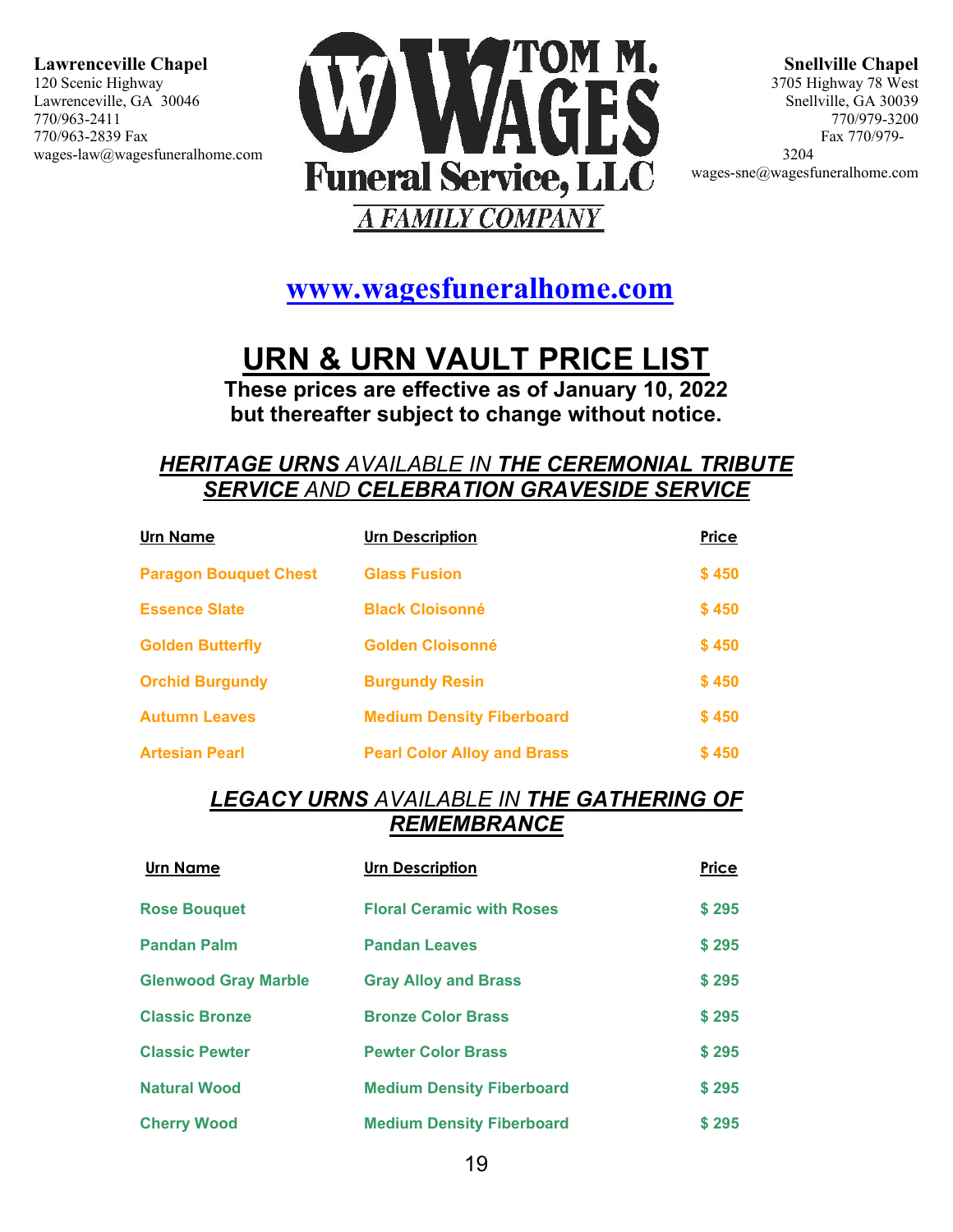**Lawrenceville Chapel**
120 Scenic Highway
Lawrenceville, GA 30046
770/963-2411
770/963-2839 Fax
wages-law@wagesfuneralhome.com

**TOM M. WAGES**
**Funeral Service, LLC**
*A FAMILY COMPANY*

**Snellville Chapel**
3705 Highway 78 West
Snellville, GA 30039
770/979-3200
Fax 770/979-3204
wages-sne@wagesfuneralhome.com

**www.wagesfuneralhome.com**

# URN & URN VAULT PRICE LIST

**These prices are effective as of January 10, 2022 but thereafter subject to change without notice.**

## *HERITAGE URNS AVAILABLE IN THE CEREMONIAL TRIBUTE SERVICE AND CELEBRATION GRAVESIDE SERVICE*

| Urn Name | Urn Description | Price |
|---|---|---|
| Paragon Bouquet Chest | Glass Fusion | $ 450 |
| Essence Slate | Black Cloisonné | $ 450 |
| Golden Butterfly | Golden Cloisonné | $ 450 |
| Orchid Burgundy | Burgundy Resin | $ 450 |
| Autumn Leaves | Medium Density Fiberboard | $ 450 |
| Artesian Pearl | Pearl Color Alloy and Brass | $ 450 |

## *LEGACY URNS AVAILABLE IN THE GATHERING OF REMEMBRANCE*

| Urn Name | Urn Description | Price |
|---|---|---|
| Rose Bouquet | Floral Ceramic with Roses | $ 295 |
| Pandan Palm | Pandan Leaves | $ 295 |
| Glenwood Gray Marble | Gray Alloy and Brass | $ 295 |
| Classic Bronze | Bronze Color Brass | $ 295 |
| Classic Pewter | Pewter Color Brass | $ 295 |
| Natural Wood | Medium Density Fiberboard | $ 295 |
| Cherry Wood | Medium Density Fiberboard | $ 295 |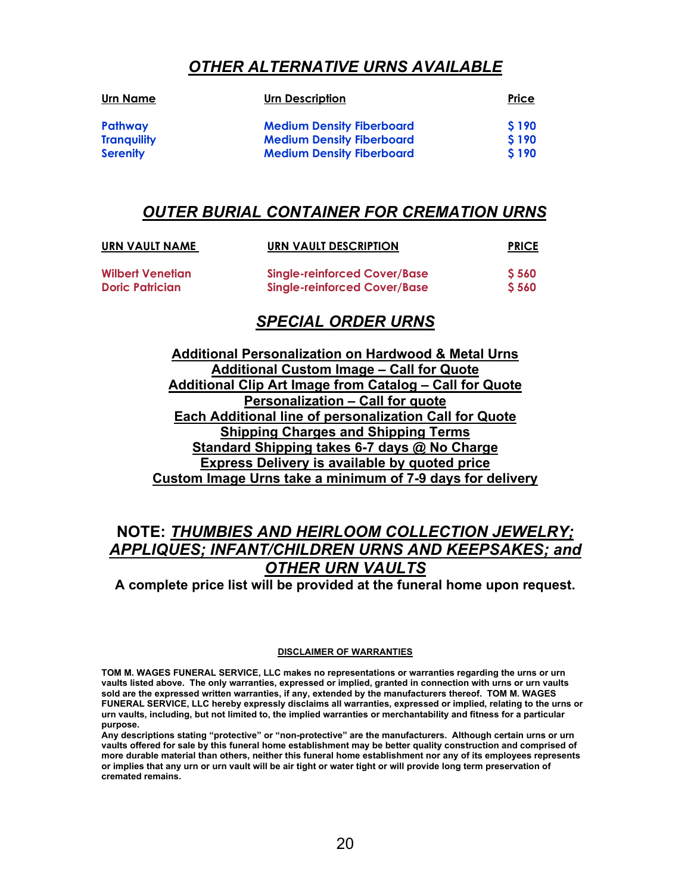## ***OTHER ALTERNATIVE URNS AVAILABLE***

| Urn Name | Urn Description | Price |
|---|---|---|
| Pathway | Medium Density Fiberboard | $ 190 |
| Tranquility | Medium Density Fiberboard | $ 190 |
| Serenity | Medium Density Fiberboard | $ 190 |

## ***OUTER BURIAL CONTAINER FOR CREMATION URNS***

| URN VAULT NAME | URN VAULT DESCRIPTION | PRICE |
|---|---|---|
| Wilbert Venetian | Single-reinforced Cover/Base | $ 560 |
| Doric Patrician | Single-reinforced Cover/Base | $ 560 |

## ***SPECIAL ORDER URNS***

**Additional Personalization on Hardwood & Metal Urns**
**Additional Custom Image – Call for Quote**
**Additional Clip Art Image from Catalog – Call for Quote**
**Personalization – Call for quote**
**Each Additional line of personalization Call for Quote**
**Shipping Charges and Shipping Terms**
**Standard Shipping takes 6-7 days @ No Charge**
**Express Delivery is available by quoted price**
**Custom Image Urns take a minimum of 7-9 days for delivery**

## NOTE: ***THUMBIES AND HEIRLOOM COLLECTION JEWELRY; APPLIQUES; INFANT/CHILDREN URNS AND KEEPSAKES; and OTHER URN VAULTS***

**A complete price list will be provided at the funeral home upon request.**

**DISCLAIMER OF WARRANTIES**

**TOM M. WAGES FUNERAL SERVICE, LLC makes no representations or warranties regarding the urns or urn vaults listed above. The only warranties, expressed or implied, granted in connection with urns or urn vaults sold are the expressed written warranties, if any, extended by the manufacturers thereof. TOM M. WAGES FUNERAL SERVICE, LLC hereby expressly disclaims all warranties, expressed or implied, relating to the urns or urn vaults, including, but not limited to, the implied warranties or merchantability and fitness for a particular purpose.**

**Any descriptions stating "protective" or "non-protective" are the manufacturers. Although certain urns or urn vaults offered for sale by this funeral home establishment may be better quality construction and comprised of more durable material than others, neither this funeral home establishment nor any of its employees represents or implies that any urn or urn vault will be air tight or water tight or will provide long term preservation of cremated remains.**